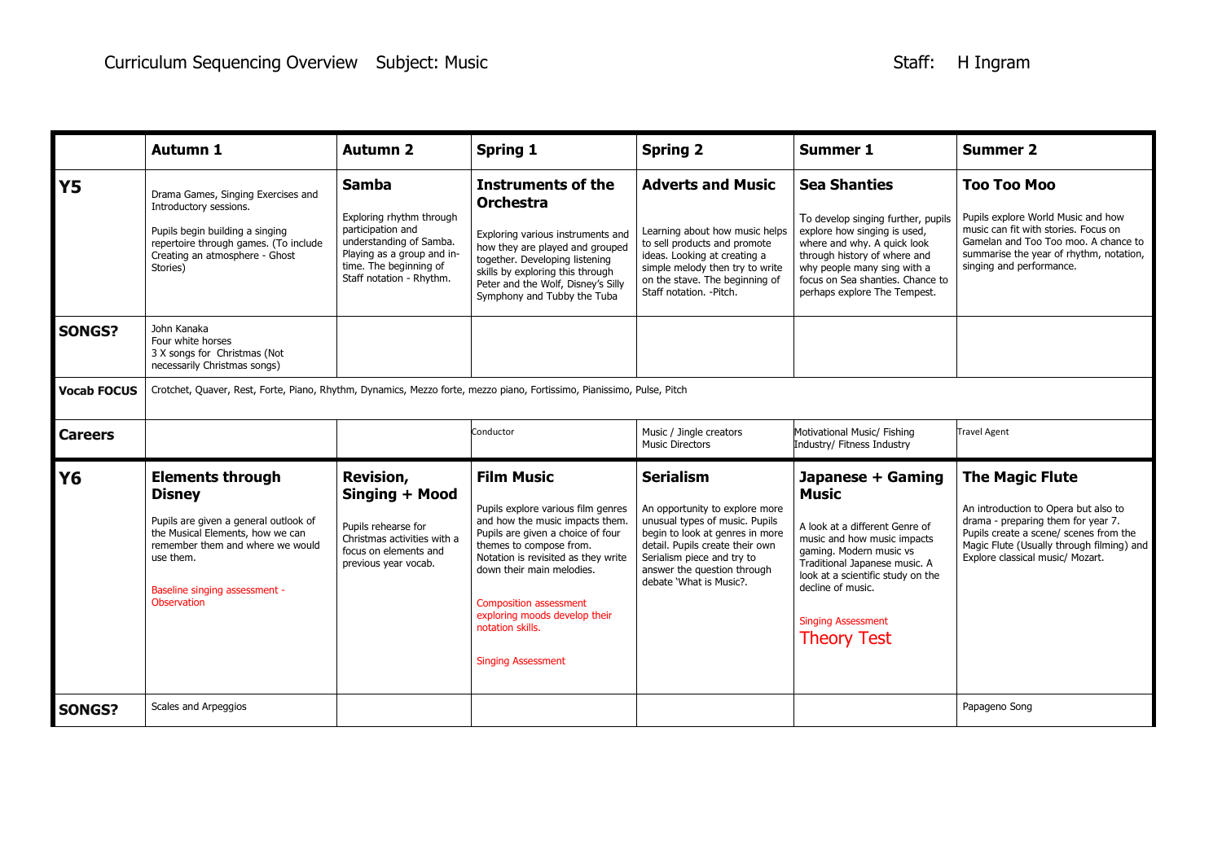Curriculum Sequencing Overview Subject: Music Staff: H Ingram

| | Autumn 1 | Autumn 2 | Spring 1 | Spring 2 | Summer 1 | Summer 2 |
|---|---|---|---|---|---|---|
| **Y5** | Drama Games, Singing Exercises and Introductory sessions.<br><br>Pupils begin building a singing repertoire through games. (To include Creating an atmosphere - Ghost Stories) | **Samba**<br><br>Exploring rhythm through participation and understanding of Samba. Playing as a group and in-time. The beginning of Staff notation - Rhythm. | **Instruments of the Orchestra**<br><br>Exploring various instruments and how they are played and grouped together. Developing listening skills by exploring this through Peter and the Wolf, Disney's Silly Symphony and Tubby the Tuba | **Adverts and Music**<br><br>Learning about how music helps to sell products and promote ideas. Looking at creating a simple melody then try to write on the stave. The beginning of Staff notation. -Pitch. | **Sea Shanties**<br><br>To develop singing further, pupils explore how singing is used, where and why. A quick look through history of where and why people many sing with a focus on Sea shanties. Chance to perhaps explore The Tempest. | **Too Too Moo**<br><br>Pupils explore World Music and how music can fit with stories. Focus on Gamelan and Too Too moo. A chance to summarise the year of rhythm, notation, singing and performance. |
| **SONGS?** | John Kanaka<br>Four white horses<br>3 X songs for Christmas (Not necessarily Christmas songs) | | | | | |
| **Vocab FOCUS** | Crotchet, Quaver, Rest, Forte, Piano, Rhythm, Dynamics, Mezzo forte, mezzo piano, Fortissimo, Pianissimo, Pulse, Pitch | | | | | |
| **Careers** | | | Conductor | Music / Jingle creators<br>Music Directors | Motivational Music/ Fishing Industry/ Fitness Industry | Travel Agent |
| **Y6** | **Elements through Disney**<br><br>Pupils are given a general outlook of the Musical Elements, how we can remember them and where we would use them.<br><br>Baseline singing assessment - Observation | **Revision, Singing + Mood**<br><br>Pupils rehearse for Christmas activities with a focus on elements and previous year vocab. | **Film Music**<br><br>Pupils explore various film genres and how the music impacts them. Pupils are given a choice of four themes to compose from. Notation is revisited as they write down their main melodies.<br><br>Composition assessment exploring moods develop their notation skills.<br><br>Singing Assessment | **Serialism**<br><br>An opportunity to explore more unusual types of music. Pupils begin to look at genres in more detail. Pupils create their own Serialism piece and try to answer the question through debate 'What is Music?. | **Japanese + Gaming Music**<br><br>A look at a different Genre of music and how music impacts gaming. Modern music vs Traditional Japanese music. A look at a scientific study on the decline of music.<br><br>Singing Assessment<br>Theory Test | **The Magic Flute**<br><br>An introduction to Opera but also to drama - preparing them for year 7. Pupils create a scene/ scenes from the Magic Flute (Usually through filming) and Explore classical music/ Mozart. |
| **SONGS?** | Scales and Arpeggios | | | | | Papageno Song |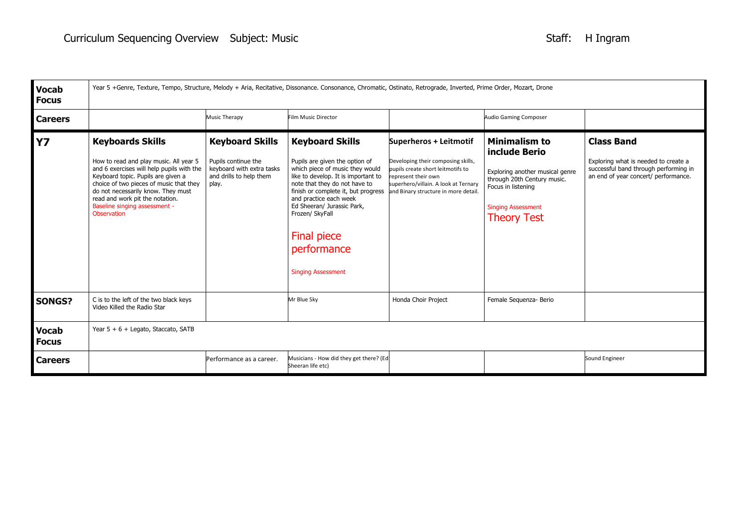Curriculum Sequencing Overview Subject: Music Staff: H Ingram

| | | | | | | |
|---|---|---|---|---|---|---|
| **Vocab Focus** | Year 5 +Genre, Texture, Tempo, Structure, Melody + Aria, Recitative, Dissonance. Consonance, Chromatic, Ostinato, Retrograde, Inverted, Prime Order, Mozart, Drone | | | | | |
| **Careers** | | Music Therapy | Film Music Director | | Audio Gaming Composer | |
| **Y7** | **Keyboards Skills**<br><br>How to read and play music. All year 5 and 6 exercises will help pupils with the Keyboard topic. Pupils are given a choice of two pieces of music that they do not necessarily know. They must read and work pit the notation.<br>Baseline singing assessment - Observation | **Keyboard Skills**<br><br>Pupils continue the keyboard with extra tasks and drills to help them play. | **Keyboard Skills**<br><br>Pupils are given the option of which piece of music they would like to develop. It is important to note that they do not have to finish or complete it, but progress and practice each week<br>Ed Sheeran/ Jurassic Park, Frozen/ SkyFall<br><br>Final piece performance<br><br>Singing Assessment | **Superheros + Leitmotif**<br><br>Developing their composing skills, pupils create short leitmotifs to represent their own superhero/villain. A look at Ternary and Binary structure in more detail. | **Minimalism to include Berio**<br><br>Exploring another musical genre through 20th Century music. Focus in listening<br><br>Singing Assessment<br>Theory Test | **Class Band**<br><br>Exploring what is needed to create a successful band through performing in an end of year concert/ performance. |
| **SONGS?** | C is to the left of the two black keys<br>Video Killed the Radio Star | | Mr Blue Sky | Honda Choir Project | Female Sequenza- Berio | |
| **Vocab Focus** | Year 5 + 6 + Legato, Staccato, SATB | | | | | |
| **Careers** | | Performance as a career. | Musicians - How did they get there? (Ed Sheeran life etc) | | | Sound Engineer |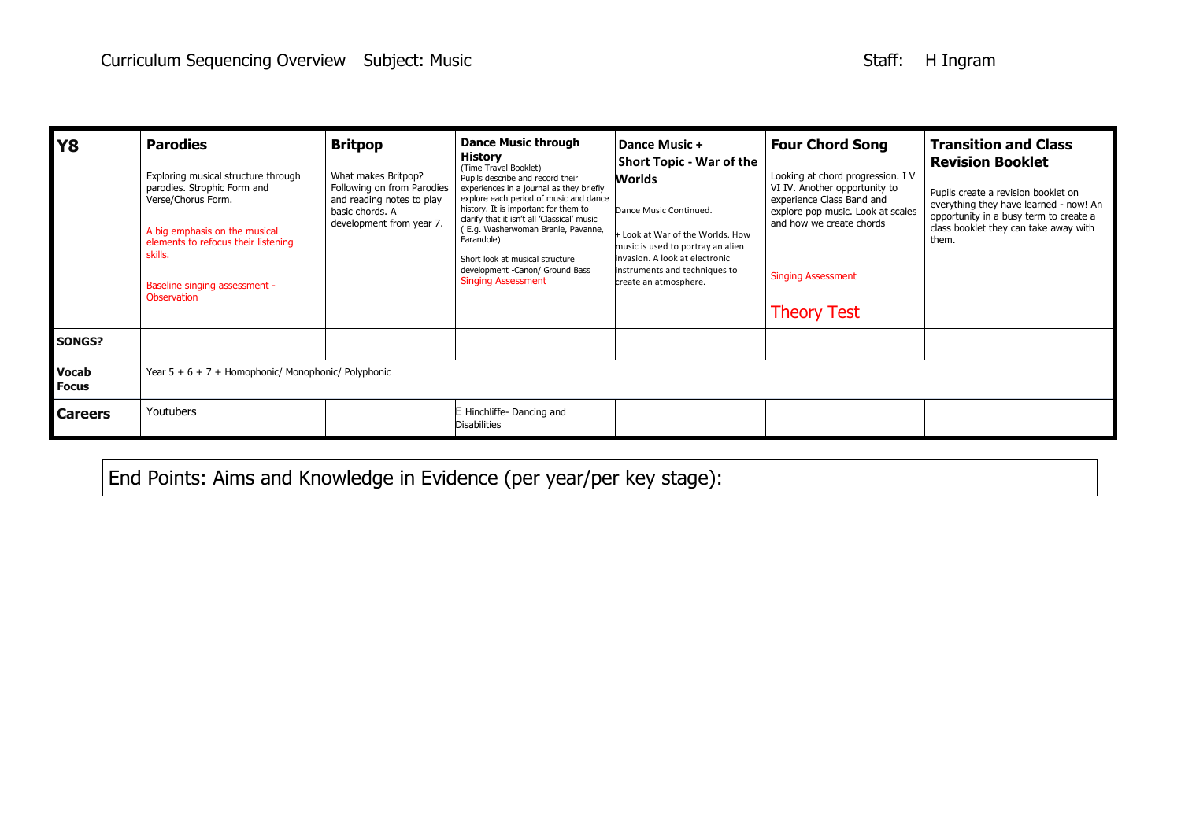Curriculum Sequencing Overview Subject: Music Staff: H Ingram

| **Y8** | **Parodies**<br><br>Exploring musical structure through parodies. Strophic Form and Verse/Chorus Form.<br><br>A big emphasis on the musical elements to refocus their listening skills.<br><br>Baseline singing assessment - Observation | **Britpop**<br><br>What makes Britpop? Following on from Parodies and reading notes to play basic chords. A development from year 7. | **Dance Music through History**<br>(Time Travel Booklet)<br>Pupils describe and record their experiences in a journal as they briefly explore each period of music and dance history. It is important for them to clarify that it isn't all 'Classical' music ( E.g. Washerwoman Branle, Pavanne, Farandole)<br><br>Short look at musical structure development -Canon/ Ground Bass<br>Singing Assessment | **Dance Music + Short Topic - War of the Worlds**<br><br>Dance Music Continued.<br><br>+ Look at War of the Worlds. How music is used to portray an alien invasion. A look at electronic instruments and techniques to create an atmosphere. | **Four Chord Song**<br><br>Looking at chord progression. I V VI IV. Another opportunity to experience Class Band and explore pop music. Look at scales and how we create chords<br><br>Singing Assessment<br><br>Theory Test | **Transition and Class Revision Booklet**<br><br>Pupils create a revision booklet on everything they have learned - now! An opportunity in a busy term to create a class booklet they can take away with them. |
|---|---|---|---|---|---|---|
| **SONGS?** | | | | | | |
| **Vocab Focus** | Year 5 + 6 + 7 + Homophonic/ Monophonic/ Polyphonic | | | | | |
| **Careers** | Youtubers | | E Hinchliffe- Dancing and Disabilities | | | |

End Points: Aims and Knowledge in Evidence (per year/per key stage):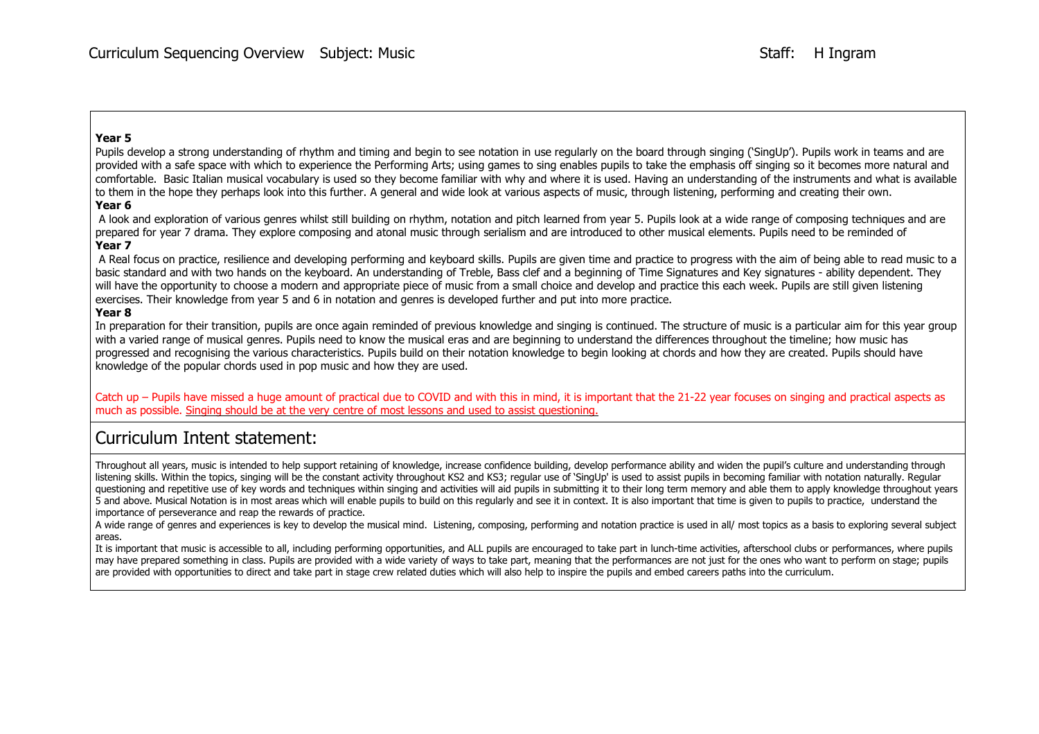Curriculum Sequencing Overview   Subject: Music                                                                                                                                                Staff:   H Ingram

**Year 5**

Pupils develop a strong understanding of rhythm and timing and begin to see notation in use regularly on the board through singing ('SingUp'). Pupils work in teams and are provided with a safe space with which to experience the Performing Arts; using games to sing enables pupils to take the emphasis off singing so it becomes more natural and comfortable. Basic Italian musical vocabulary is used so they become familiar with why and where it is used. Having an understanding of the instruments and what is available to them in the hope they perhaps look into this further. A general and wide look at various aspects of music, through listening, performing and creating their own.

**Year 6**

A look and exploration of various genres whilst still building on rhythm, notation and pitch learned from year 5. Pupils look at a wide range of composing techniques and are prepared for year 7 drama. They explore composing and atonal music through serialism and are introduced to other musical elements. Pupils need to be reminded of

**Year 7**

A Real focus on practice, resilience and developing performing and keyboard skills. Pupils are given time and practice to progress with the aim of being able to read music to a basic standard and with two hands on the keyboard. An understanding of Treble, Bass clef and a beginning of Time Signatures and Key signatures - ability dependent. They will have the opportunity to choose a modern and appropriate piece of music from a small choice and develop and practice this each week. Pupils are still given listening exercises. Their knowledge from year 5 and 6 in notation and genres is developed further and put into more practice.

**Year 8**

In preparation for their transition, pupils are once again reminded of previous knowledge and singing is continued. The structure of music is a particular aim for this year group with a varied range of musical genres. Pupils need to know the musical eras and are beginning to understand the differences throughout the timeline; how music has progressed and recognising the various characteristics. Pupils build on their notation knowledge to begin looking at chords and how they are created. Pupils should have knowledge of the popular chords used in pop music and how they are used.

Catch up – Pupils have missed a huge amount of practical due to COVID and with this in mind, it is important that the 21-22 year focuses on singing and practical aspects as much as possible. Singing should be at the very centre of most lessons and used to assist questioning.

## Curriculum Intent statement:

Throughout all years, music is intended to help support retaining of knowledge, increase confidence building, develop performance ability and widen the pupil's culture and understanding through listening skills. Within the topics, singing will be the constant activity throughout KS2 and KS3; regular use of 'SingUp' is used to assist pupils in becoming familiar with notation naturally. Regular questioning and repetitive use of key words and techniques within singing and activities will aid pupils in submitting it to their long term memory and able them to apply knowledge throughout years 5 and above. Musical Notation is in most areas which will enable pupils to build on this regularly and see it in context. It is also important that time is given to pupils to practice, understand the importance of perseverance and reap the rewards of practice.

A wide range of genres and experiences is key to develop the musical mind. Listening, composing, performing and notation practice is used in all/ most topics as a basis to exploring several subject areas.

It is important that music is accessible to all, including performing opportunities, and ALL pupils are encouraged to take part in lunch-time activities, afterschool clubs or performances, where pupils may have prepared something in class. Pupils are provided with a wide variety of ways to take part, meaning that the performances are not just for the ones who want to perform on stage; pupils are provided with opportunities to direct and take part in stage crew related duties which will also help to inspire the pupils and embed careers paths into the curriculum.